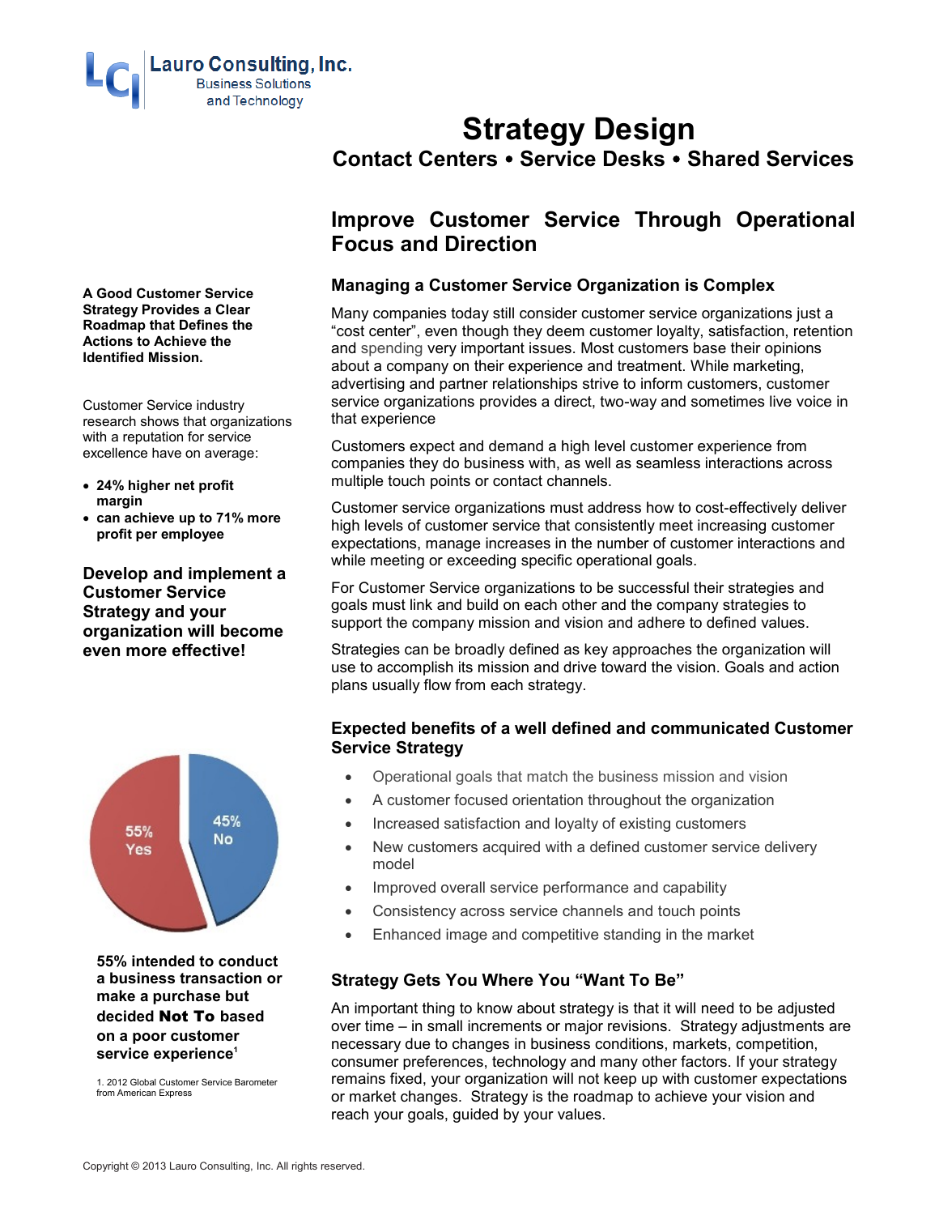Lauro Consulting, Inc.
Business Solutions and Technology

# Strategy Design

## Contact Centers • Service Desks • Shared Services

## Improve Customer Service Through Operational Focus and Direction

**A Good Customer Service Strategy Provides a Clear Roadmap that Defines the Actions to Achieve the Identified Mission.**

Customer Service industry research shows that organizations with a reputation for service excellence have on average:

- **24% higher net profit margin**
- **can achieve up to 71% more profit per employee**

**Develop and implement a Customer Service Strategy and your organization will become even more effective!**

55%
Yes

45%
No

**55% intended to conduct a business transaction or make a purchase but decided Not To based on a poor customer service experience**[1]

1. 2012 Global Customer Service Barometer from American Express

### Managing a Customer Service Organization is Complex

Many companies today still consider customer service organizations just a "cost center", even though they deem customer loyalty, satisfaction, retention and spending very important issues. Most customers base their opinions about a company on their experience and treatment. While marketing, advertising and partner relationships strive to inform customers, customer service organizations provides a direct, two-way and sometimes live voice in that experience

Customers expect and demand a high level customer experience from companies they do business with, as well as seamless interactions across multiple touch points or contact channels.

Customer service organizations must address how to cost-effectively deliver high levels of customer service that consistently meet increasing customer expectations, manage increases in the number of customer interactions and while meeting or exceeding specific operational goals.

For Customer Service organizations to be successful their strategies and goals must link and build on each other and the company strategies to support the company mission and vision and adhere to defined values.

Strategies can be broadly defined as key approaches the organization will use to accomplish its mission and drive toward the vision. Goals and action plans usually flow from each strategy.

### Expected benefits of a well defined and communicated Customer Service Strategy

- Operational goals that match the business mission and vision
- A customer focused orientation throughout the organization
- Increased satisfaction and loyalty of existing customers
- New customers acquired with a defined customer service delivery model
- Improved overall service performance and capability
- Consistency across service channels and touch points
- Enhanced image and competitive standing in the market

### Strategy Gets You Where You "Want To Be"

An important thing to know about strategy is that it will need to be adjusted over time – in small increments or major revisions. Strategy adjustments are necessary due to changes in business conditions, markets, competition, consumer preferences, technology and many other factors. If your strategy remains fixed, your organization will not keep up with customer expectations or market changes. Strategy is the roadmap to achieve your vision and reach your goals, guided by your values.

Copyright © 2013 Lauro Consulting, Inc. All rights reserved.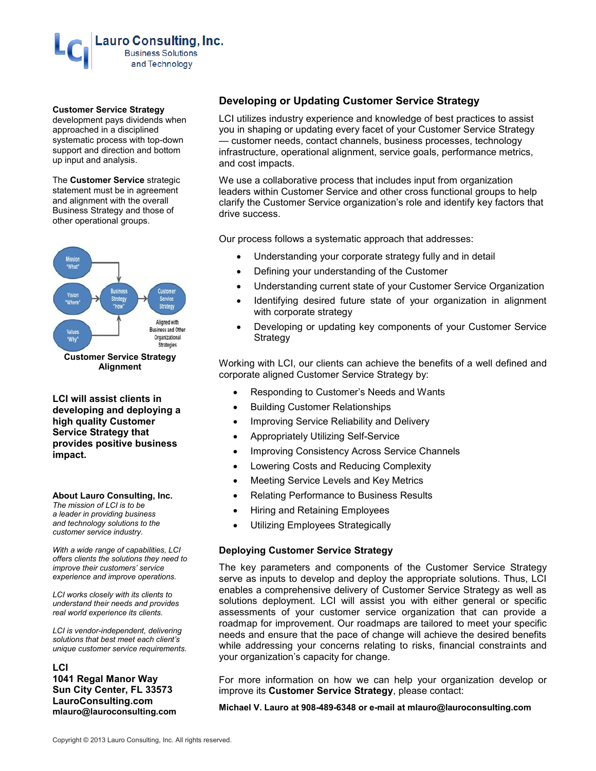**Lauro Consulting, Inc.**
Business Solutions and Technology

**Customer Service Strategy** development pays dividends when approached in a disciplined systematic process with top-down support and direction and bottom up input and analysis.

The **Customer Service** strategic statement must be in agreement and alignment with the overall Business Strategy and those of other operational groups.

Mission "What"

Vision "Where"

Values "Why"

Business Strategy "How"

Customer Service Strategy

Aligned with Business and Other Organizational Strategies

**Customer Service Strategy Alignment**

**LCI will assist clients in developing and deploying a high quality Customer Service Strategy that provides positive business impact.**

**About Lauro Consulting, Inc.**

*The mission of LCI is to be a leader in providing business and technology solutions to the customer service industry.*

*With a wide range of capabilities, LCI offers clients the solutions they need to improve their customers' service experience and improve operations.*

*LCI works closely with its clients to understand their needs and provides real world experience its clients.*

*LCI is vendor-independent, delivering solutions that best meet each client's unique customer service requirements.*

**LCI**
**1041 Regal Manor Way**
**Sun City Center, FL 33573**
**LauroConsulting.com**
**mlauro@lauroconsulting.com**

## Developing or Updating Customer Service Strategy

LCI utilizes industry experience and knowledge of best practices to assist you in shaping or updating every facet of your Customer Service Strategy — customer needs, contact channels, business processes, technology infrastructure, operational alignment, service goals, performance metrics, and cost impacts.

We use a collaborative process that includes input from organization leaders within Customer Service and other cross functional groups to help clarify the Customer Service organization's role and identify key factors that drive success.

Our process follows a systematic approach that addresses:

- Understanding your corporate strategy fully and in detail
- Defining your understanding of the Customer
- Understanding current state of your Customer Service Organization
- Identifying desired future state of your organization in alignment with corporate strategy
- Developing or updating key components of your Customer Service Strategy

Working with LCI, our clients can achieve the benefits of a well defined and corporate aligned Customer Service Strategy by:

- Responding to Customer's Needs and Wants
- Building Customer Relationships
- Improving Service Reliability and Delivery
- Appropriately Utilizing Self-Service
- Improving Consistency Across Service Channels
- Lowering Costs and Reducing Complexity
- Meeting Service Levels and Key Metrics
- Relating Performance to Business Results
- Hiring and Retaining Employees
- Utilizing Employees Strategically

### Deploying Customer Service Strategy

The key parameters and components of the Customer Service Strategy serve as inputs to develop and deploy the appropriate solutions. Thus, LCI enables a comprehensive delivery of Customer Service Strategy as well as solutions deployment. LCI will assist you with either general or specific assessments of your customer service organization that can provide a roadmap for improvement. Our roadmaps are tailored to meet your specific needs and ensure that the pace of change will achieve the desired benefits while addressing your concerns relating to risks, financial constraints and your organization's capacity for change.

For more information on how we can help your organization develop or improve its **Customer Service Strategy**, please contact:

**Michael V. Lauro at 908-489-6348 or e-mail at mlauro@lauroconsulting.com**

Copyright © 2013 Lauro Consulting, Inc. All rights reserved.